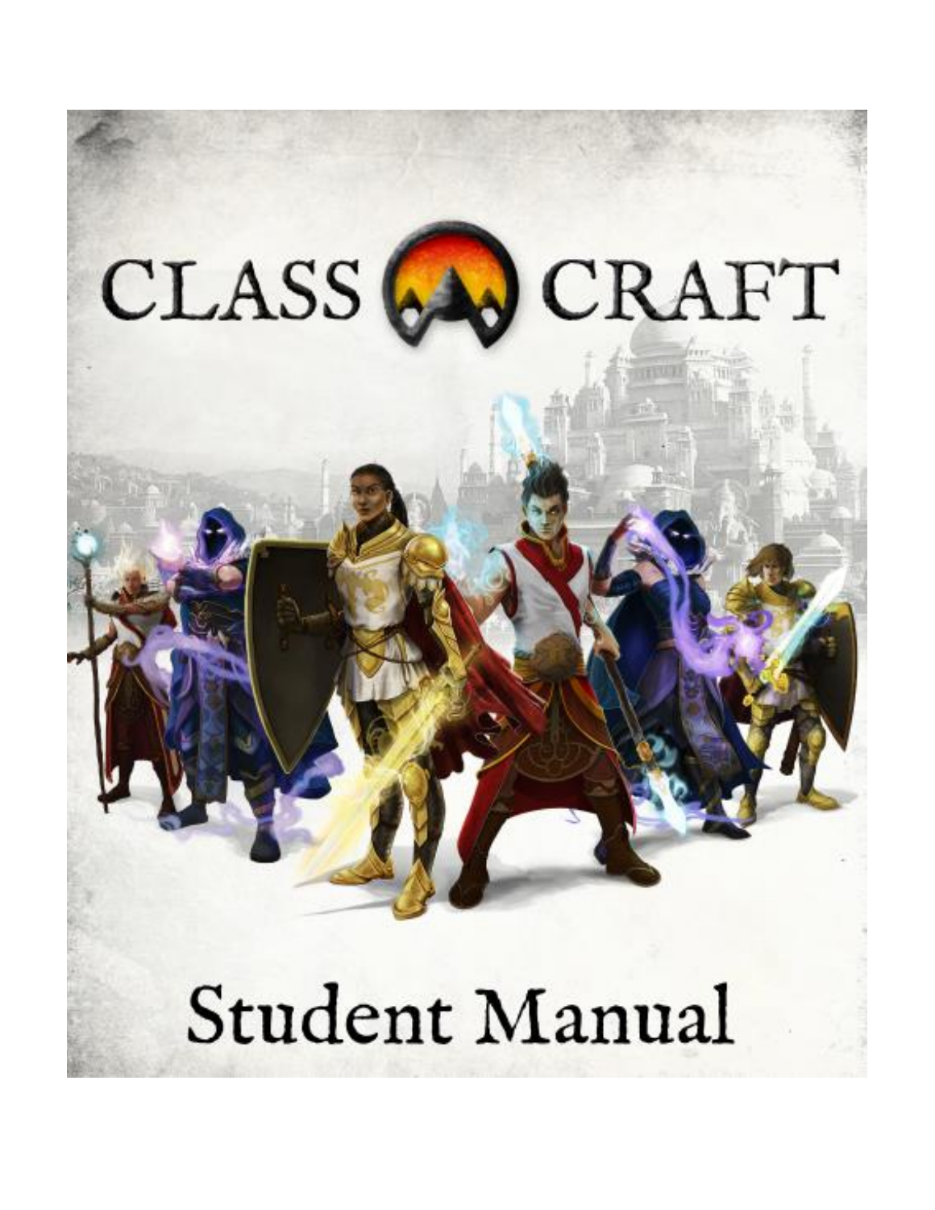# CLASS CRAFT

# Student Manual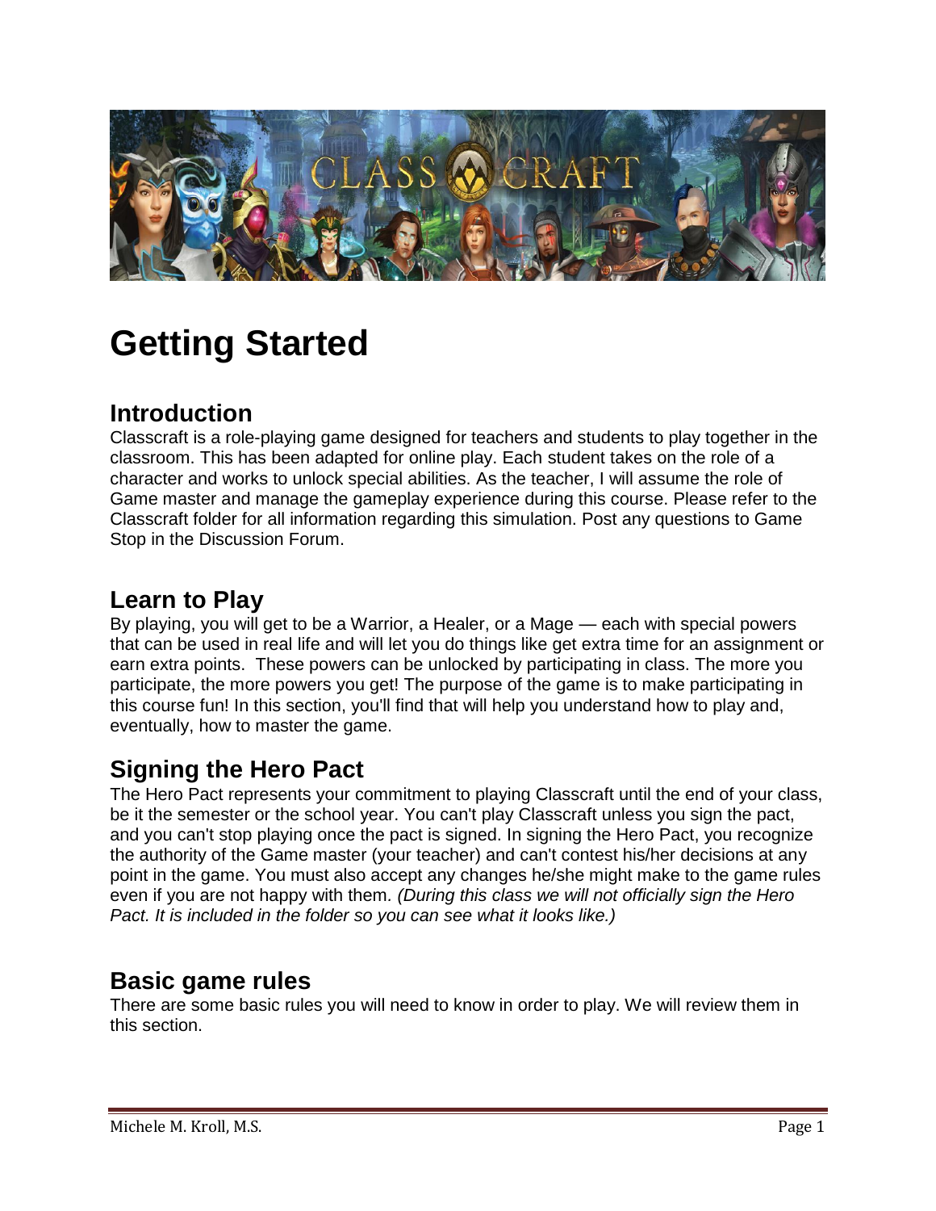# Getting Started

## Introduction

Classcraft is a role-playing game designed for teachers and students to play together in the classroom. This has been adapted for online play. Each student takes on the role of a character and works to unlock special abilities. As the teacher, I will assume the role of Game master and manage the gameplay experience during this course. Please refer to the Classcraft folder for all information regarding this simulation. Post any questions to Game Stop in the Discussion Forum.

## Learn to Play

By playing, you will get to be a Warrior, a Healer, or a Mage — each with special powers that can be used in real life and will let you do things like get extra time for an assignment or earn extra points. These powers can be unlocked by participating in class. The more you participate, the more powers you get! The purpose of the game is to make participating in this course fun! In this section, you'll find that will help you understand how to play and, eventually, how to master the game.

## Signing the Hero Pact

The Hero Pact represents your commitment to playing Classcraft until the end of your class, be it the semester or the school year. You can't play Classcraft unless you sign the pact, and you can't stop playing once the pact is signed. In signing the Hero Pact, you recognize the authority of the Game master (your teacher) and can't contest his/her decisions at any point in the game. You must also accept any changes he/she might make to the game rules even if you are not happy with them. *(During this class we will not officially sign the Hero Pact. It is included in the folder so you can see what it looks like.)*

## Basic game rules

There are some basic rules you will need to know in order to play. We will review them in this section.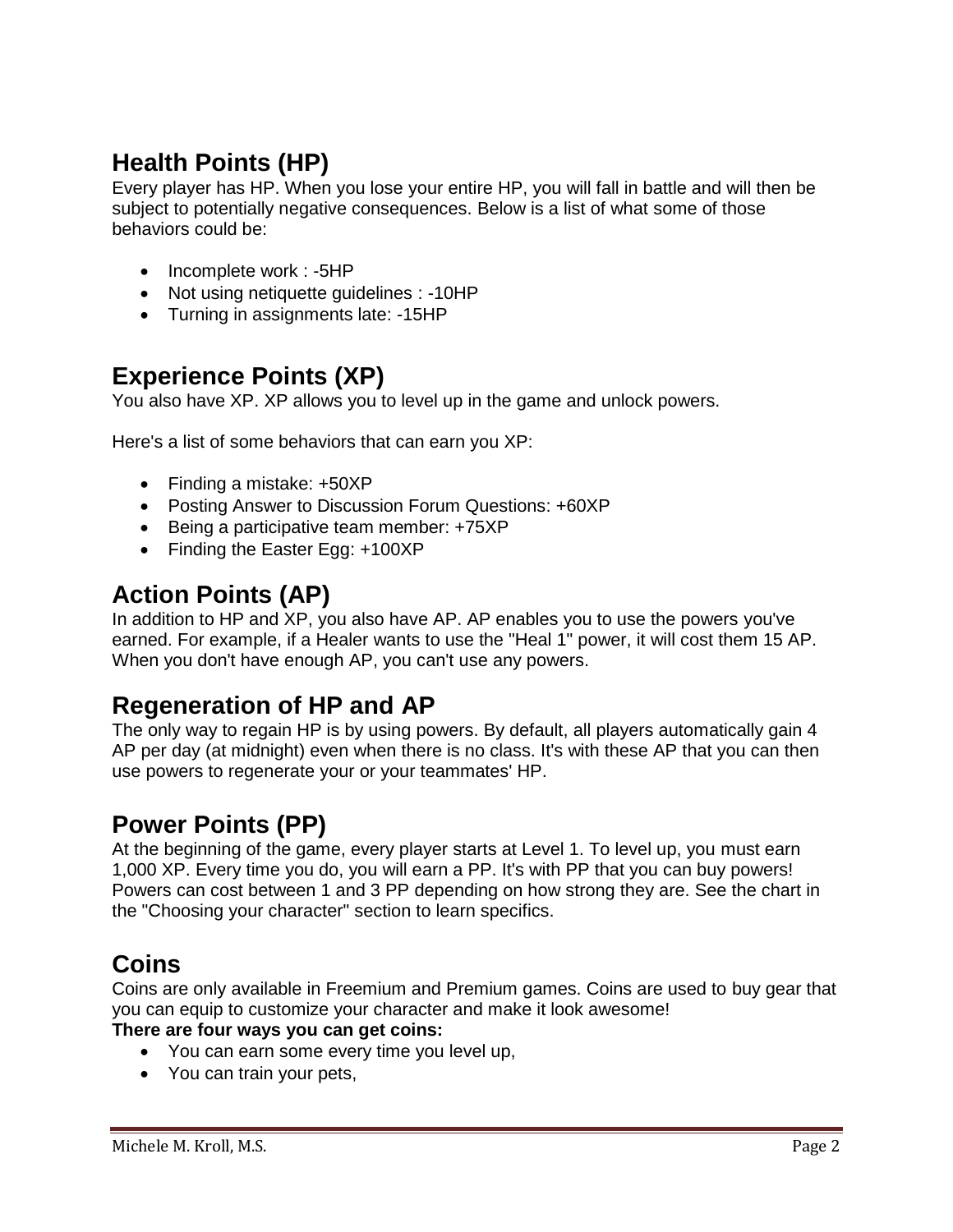## Health Points (HP)

Every player has HP. When you lose your entire HP, you will fall in battle and will then be subject to potentially negative consequences. Below is a list of what some of those behaviors could be:

- Incomplete work : -5HP
- Not using netiquette guidelines : -10HP
- Turning in assignments late: -15HP

## Experience Points (XP)

You also have XP. XP allows you to level up in the game and unlock powers.

Here's a list of some behaviors that can earn you XP:

- Finding a mistake: +50XP
- Posting Answer to Discussion Forum Questions: +60XP
- Being a participative team member: +75XP
- Finding the Easter Egg: +100XP

## Action Points (AP)

In addition to HP and XP, you also have AP. AP enables you to use the powers you've earned. For example, if a Healer wants to use the "Heal 1" power, it will cost them 15 AP. When you don't have enough AP, you can't use any powers.

## Regeneration of HP and AP

The only way to regain HP is by using powers. By default, all players automatically gain 4 AP per day (at midnight) even when there is no class. It's with these AP that you can then use powers to regenerate your or your teammates' HP.

## Power Points (PP)

At the beginning of the game, every player starts at Level 1. To level up, you must earn 1,000 XP. Every time you do, you will earn a PP. It's with PP that you can buy powers! Powers can cost between 1 and 3 PP depending on how strong they are. See the chart in the "Choosing your character" section to learn specifics.

## Coins

Coins are only available in Freemium and Premium games. Coins are used to buy gear that you can equip to customize your character and make it look awesome!

**There are four ways you can get coins:**

- You can earn some every time you level up,
- You can train your pets,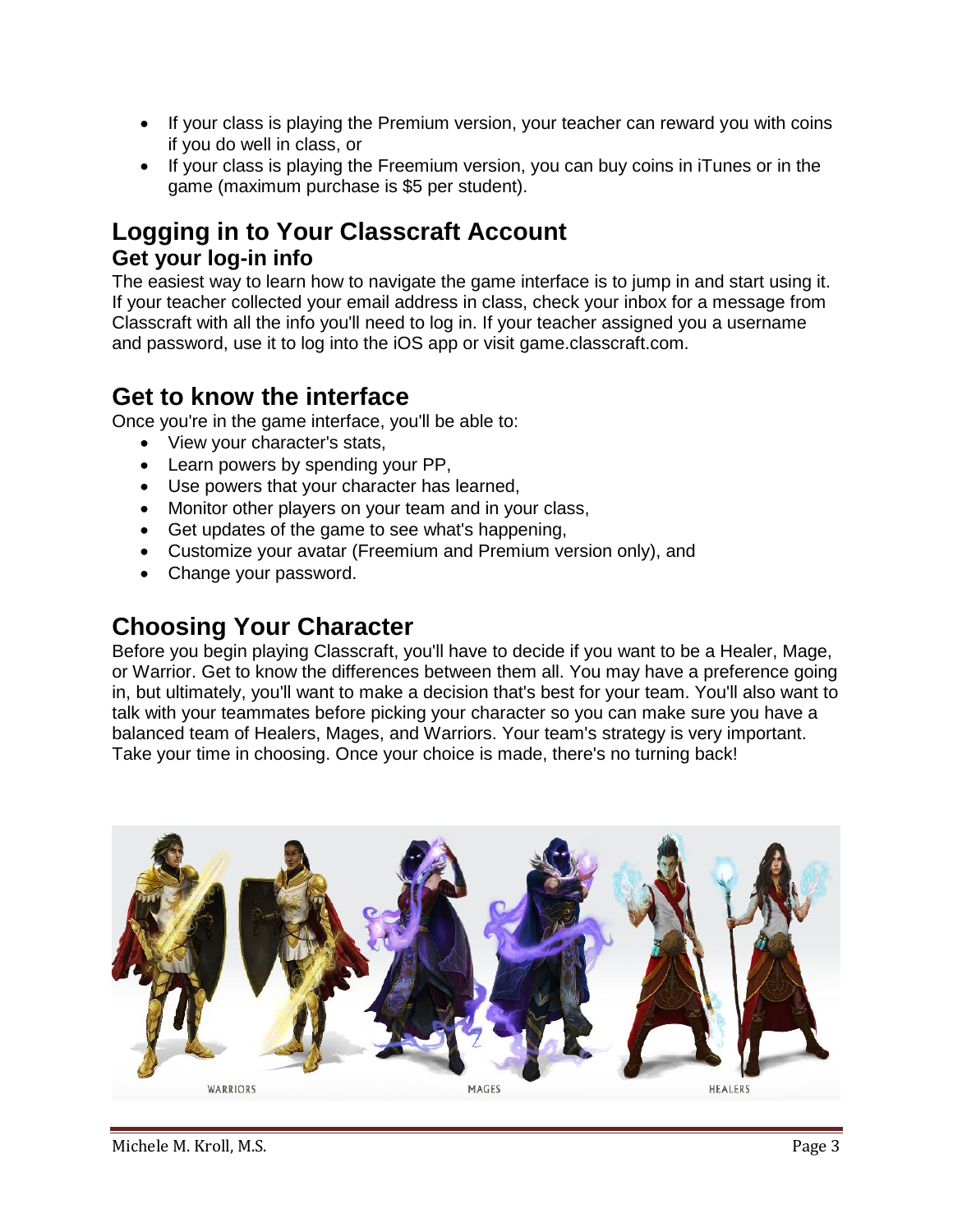- If your class is playing the Premium version, your teacher can reward you with coins if you do well in class, or
- If your class is playing the Freemium version, you can buy coins in iTunes or in the game (maximum purchase is $5 per student).

## Logging in to Your Classcraft Account

### Get your log-in info

The easiest way to learn how to navigate the game interface is to jump in and start using it. If your teacher collected your email address in class, check your inbox for a message from Classcraft with all the info you'll need to log in. If your teacher assigned you a username and password, use it to log into the iOS app or visit game.classcraft.com.

## Get to know the interface

Once you're in the game interface, you'll be able to:

- View your character's stats,
- Learn powers by spending your PP,
- Use powers that your character has learned,
- Monitor other players on your team and in your class,
- Get updates of the game to see what's happening,
- Customize your avatar (Freemium and Premium version only), and
- Change your password.

## Choosing Your Character

Before you begin playing Classcraft, you'll have to decide if you want to be a Healer, Mage, or Warrior. Get to know the differences between them all. You may have a preference going in, but ultimately, you'll want to make a decision that's best for your team. You'll also want to talk with your teammates before picking your character so you can make sure you have a balanced team of Healers, Mages, and Warriors. Your team's strategy is very important. Take your time in choosing. Once your choice is made, there's no turning back!

WARRIORS MAGES HEALERS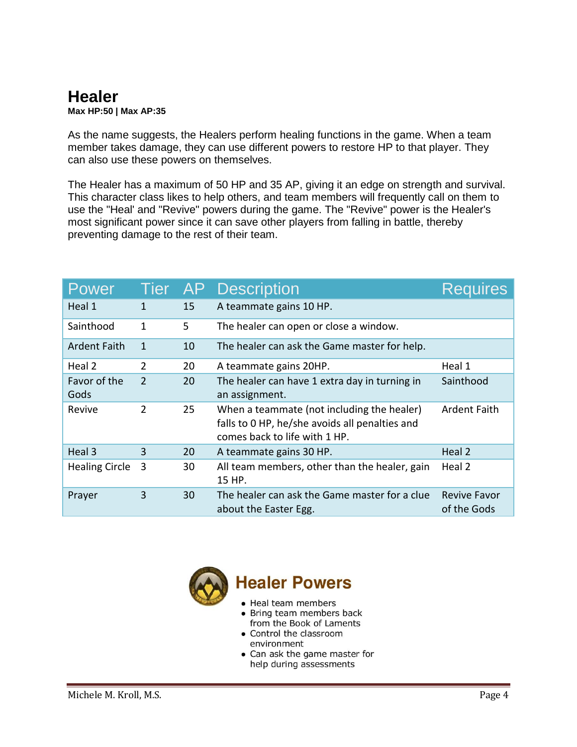# Healer

**Max HP:50 | Max AP:35**

As the name suggests, the Healers perform healing functions in the game. When a team member takes damage, they can use different powers to restore HP to that player. They can also use these powers on themselves.

The Healer has a maximum of 50 HP and 35 AP, giving it an edge on strength and survival. This character class likes to help others, and team members will frequently call on them to use the "Heal' and "Revive" powers during the game. The "Revive" power is the Healer's most significant power since it can save other players from falling in battle, thereby preventing damage to the rest of their team.

| Power | Tier | AP | Description | Requires |
|---|---|---|---|---|
| Heal 1 | 1 | 15 | A teammate gains 10 HP. | |
| Sainthood | 1 | 5 | The healer can open or close a window. | |
| Ardent Faith | 1 | 10 | The healer can ask the Game master for help. | |
| Heal 2 | 2 | 20 | A teammate gains 20HP. | Heal 1 |
| Favor of the Gods | 2 | 20 | The healer can have 1 extra day in turning in an assignment. | Sainthood |
| Revive | 2 | 25 | When a teammate (not including the healer) falls to 0 HP, he/she avoids all penalties and comes back to life with 1 HP. | Ardent Faith |
| Heal 3 | 3 | 20 | A teammate gains 30 HP. | Heal 2 |
| Healing Circle | 3 | 30 | All team members, other than the healer, gain 15 HP. | Heal 2 |
| Prayer | 3 | 30 | The healer can ask the Game master for a clue about the Easter Egg. | Revive Favor of the Gods |

## Healer Powers

- Heal team members
- Bring team members back from the Book of Laments
- Control the classroom environment
- Can ask the game master for help during assessments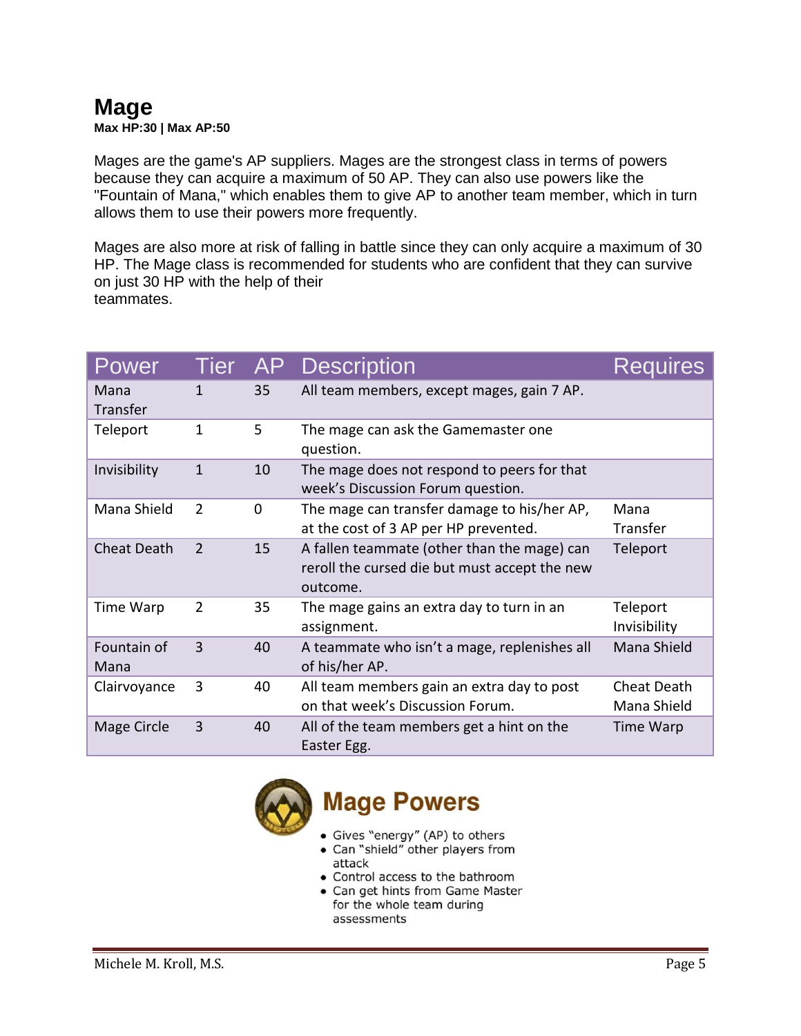# Mage

**Max HP:30 | Max AP:50**

Mages are the game's AP suppliers. Mages are the strongest class in terms of powers because they can acquire a maximum of 50 AP. They can also use powers like the "Fountain of Mana," which enables them to give AP to another team member, which in turn allows them to use their powers more frequently.

Mages are also more at risk of falling in battle since they can only acquire a maximum of 30 HP. The Mage class is recommended for students who are confident that they can survive on just 30 HP with the help of their teammates.

| Power | Tier | AP | Description | Requires |
|---|---|---|---|---|
| Mana Transfer | 1 | 35 | All team members, except mages, gain 7 AP. | |
| Teleport | 1 | 5 | The mage can ask the Gamemaster one question. | |
| Invisibility | 1 | 10 | The mage does not respond to peers for that week's Discussion Forum question. | |
| Mana Shield | 2 | 0 | The mage can transfer damage to his/her AP, at the cost of 3 AP per HP prevented. | Mana Transfer |
| Cheat Death | 2 | 15 | A fallen teammate (other than the mage) can reroll the cursed die but must accept the new outcome. | Teleport |
| Time Warp | 2 | 35 | The mage gains an extra day to turn in an assignment. | Teleport Invisibility |
| Fountain of Mana | 3 | 40 | A teammate who isn't a mage, replenishes all of his/her AP. | Mana Shield |
| Clairvoyance | 3 | 40 | All team members gain an extra day to post on that week's Discussion Forum. | Cheat Death Mana Shield |
| Mage Circle | 3 | 40 | All of the team members get a hint on the Easter Egg. | Time Warp |

## Mage Powers

- Gives "energy" (AP) to others
- Can "shield" other players from attack
- Control access to the bathroom
- Can get hints from Game Master for the whole team during assessments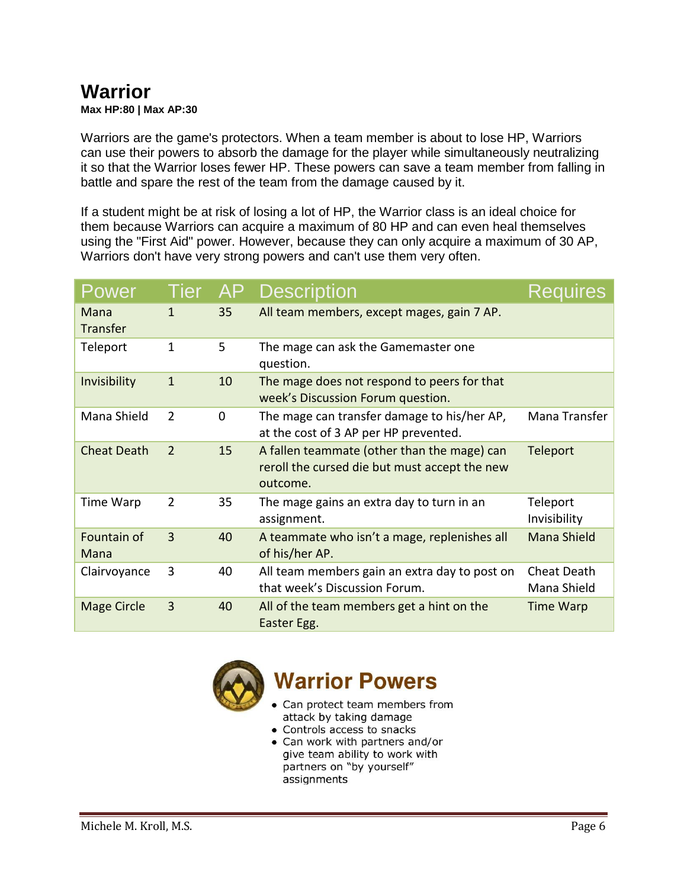# Warrior

**Max HP:80 | Max AP:30**

Warriors are the game's protectors. When a team member is about to lose HP, Warriors can use their powers to absorb the damage for the player while simultaneously neutralizing it so that the Warrior loses fewer HP. These powers can save a team member from falling in battle and spare the rest of the team from the damage caused by it.

If a student might be at risk of losing a lot of HP, the Warrior class is an ideal choice for them because Warriors can acquire a maximum of 80 HP and can even heal themselves using the "First Aid" power. However, because they can only acquire a maximum of 30 AP, Warriors don't have very strong powers and can't use them very often.

| Power | Tier | AP | Description | Requires |
|---|---|---|---|---|
| Mana Transfer | 1 | 35 | All team members, except mages, gain 7 AP. | |
| Teleport | 1 | 5 | The mage can ask the Gamemaster one question. | |
| Invisibility | 1 | 10 | The mage does not respond to peers for that week's Discussion Forum question. | |
| Mana Shield | 2 | 0 | The mage can transfer damage to his/her AP, at the cost of 3 AP per HP prevented. | Mana Transfer |
| Cheat Death | 2 | 15 | A fallen teammate (other than the mage) can reroll the cursed die but must accept the new outcome. | Teleport |
| Time Warp | 2 | 35 | The mage gains an extra day to turn in an assignment. | Teleport Invisibility |
| Fountain of Mana | 3 | 40 | A teammate who isn't a mage, replenishes all of his/her AP. | Mana Shield |
| Clairvoyance | 3 | 40 | All team members gain an extra day to post on that week's Discussion Forum. | Cheat Death Mana Shield |
| Mage Circle | 3 | 40 | All of the team members get a hint on the Easter Egg. | Time Warp |

## Warrior Powers

- Can protect team members from attack by taking damage
- Controls access to snacks
- Can work with partners and/or give team ability to work with partners on "by yourself" assignments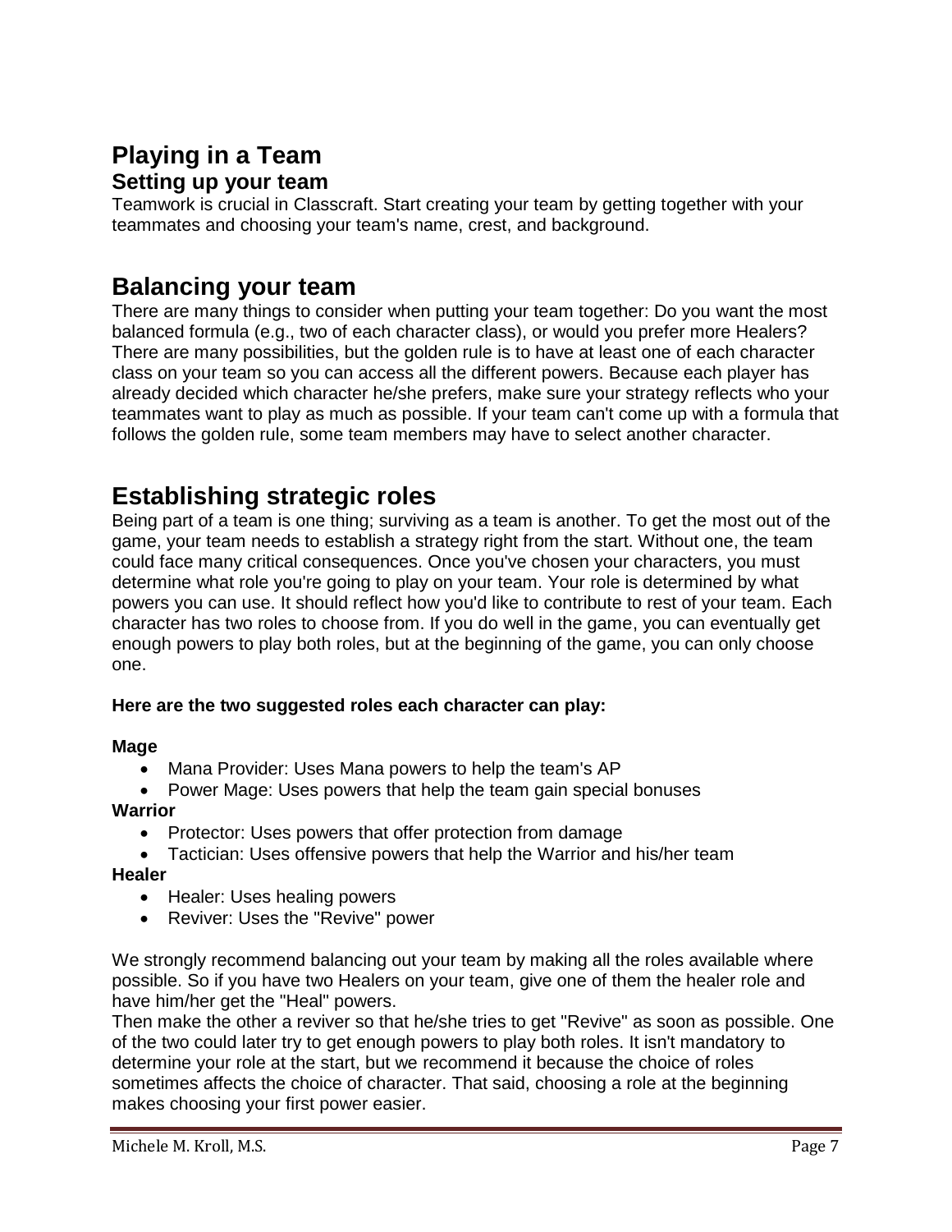# Playing in a Team

## Setting up your team

Teamwork is crucial in Classcraft. Start creating your team by getting together with your teammates and choosing your team's name, crest, and background.

# Balancing your team

There are many things to consider when putting your team together: Do you want the most balanced formula (e.g., two of each character class), or would you prefer more Healers? There are many possibilities, but the golden rule is to have at least one of each character class on your team so you can access all the different powers. Because each player has already decided which character he/she prefers, make sure your strategy reflects who your teammates want to play as much as possible. If your team can't come up with a formula that follows the golden rule, some team members may have to select another character.

# Establishing strategic roles

Being part of a team is one thing; surviving as a team is another. To get the most out of the game, your team needs to establish a strategy right from the start. Without one, the team could face many critical consequences. Once you've chosen your characters, you must determine what role you're going to play on your team. Your role is determined by what powers you can use. It should reflect how you'd like to contribute to rest of your team. Each character has two roles to choose from. If you do well in the game, you can eventually get enough powers to play both roles, but at the beginning of the game, you can only choose one.

**Here are the two suggested roles each character can play:**

**Mage**

- Mana Provider: Uses Mana powers to help the team's AP
- Power Mage: Uses powers that help the team gain special bonuses

**Warrior**

- Protector: Uses powers that offer protection from damage
- Tactician: Uses offensive powers that help the Warrior and his/her team

**Healer**

- Healer: Uses healing powers
- Reviver: Uses the "Revive" power

We strongly recommend balancing out your team by making all the roles available where possible. So if you have two Healers on your team, give one of them the healer role and have him/her get the "Heal" powers.

Then make the other a reviver so that he/she tries to get "Revive" as soon as possible. One of the two could later try to get enough powers to play both roles. It isn't mandatory to determine your role at the start, but we recommend it because the choice of roles sometimes affects the choice of character. That said, choosing a role at the beginning makes choosing your first power easier.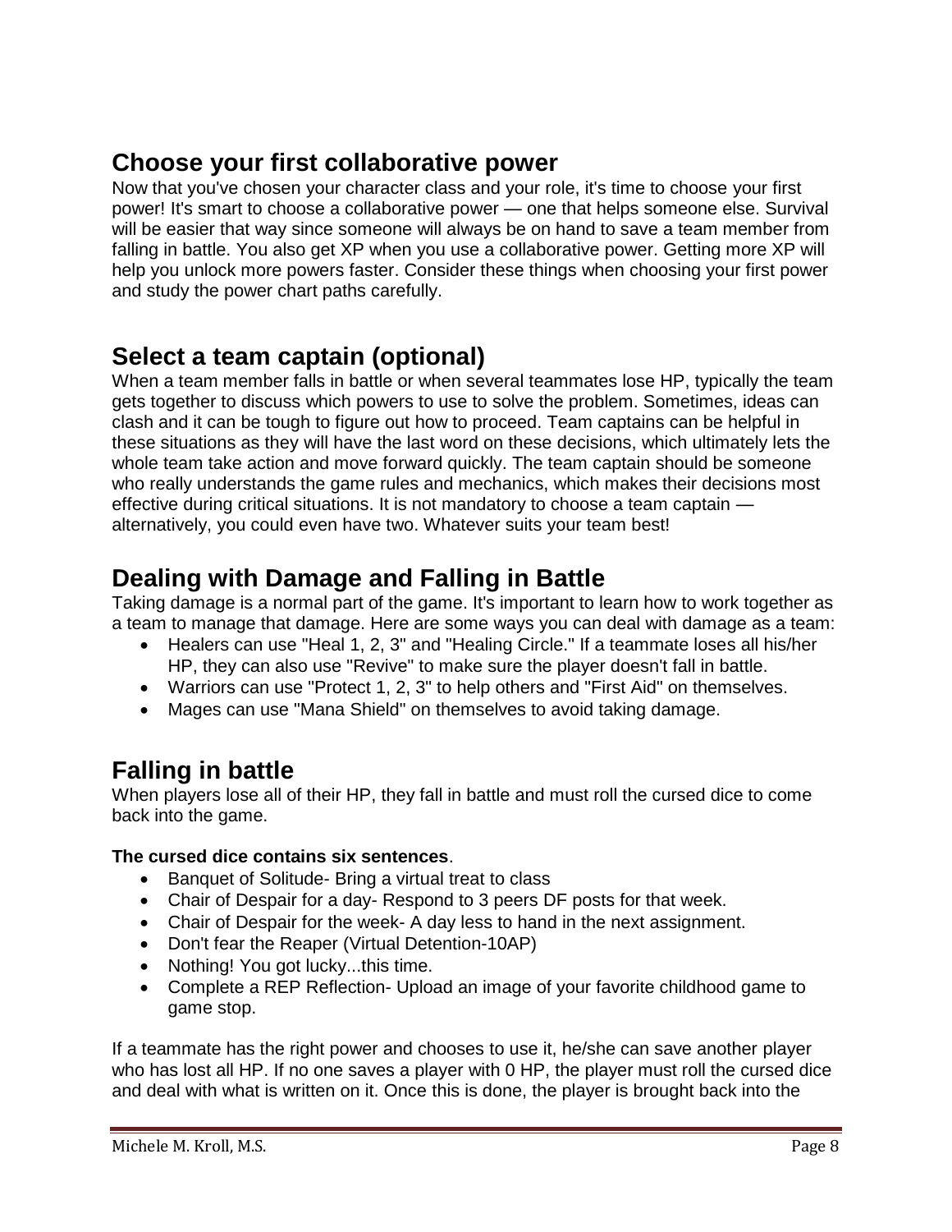## Choose your first collaborative power

Now that you've chosen your character class and your role, it's time to choose your first power! It's smart to choose a collaborative power — one that helps someone else. Survival will be easier that way since someone will always be on hand to save a team member from falling in battle. You also get XP when you use a collaborative power. Getting more XP will help you unlock more powers faster. Consider these things when choosing your first power and study the power chart paths carefully.

## Select a team captain (optional)

When a team member falls in battle or when several teammates lose HP, typically the team gets together to discuss which powers to use to solve the problem. Sometimes, ideas can clash and it can be tough to figure out how to proceed. Team captains can be helpful in these situations as they will have the last word on these decisions, which ultimately lets the whole team take action and move forward quickly. The team captain should be someone who really understands the game rules and mechanics, which makes their decisions most effective during critical situations. It is not mandatory to choose a team captain — alternatively, you could even have two. Whatever suits your team best!

## Dealing with Damage and Falling in Battle

Taking damage is a normal part of the game. It's important to learn how to work together as a team to manage that damage. Here are some ways you can deal with damage as a team:

- Healers can use "Heal 1, 2, 3" and "Healing Circle." If a teammate loses all his/her HP, they can also use "Revive" to make sure the player doesn't fall in battle.
- Warriors can use "Protect 1, 2, 3" to help others and "First Aid" on themselves.
- Mages can use "Mana Shield" on themselves to avoid taking damage.

## Falling in battle

When players lose all of their HP, they fall in battle and must roll the cursed dice to come back into the game.

**The cursed dice contains six sentences**.

- Banquet of Solitude- Bring a virtual treat to class
- Chair of Despair for a day- Respond to 3 peers DF posts for that week.
- Chair of Despair for the week- A day less to hand in the next assignment.
- Don't fear the Reaper (Virtual Detention-10AP)
- Nothing! You got lucky...this time.
- Complete a REP Reflection- Upload an image of your favorite childhood game to game stop.

If a teammate has the right power and chooses to use it, he/she can save another player who has lost all HP. If no one saves a player with 0 HP, the player must roll the cursed dice and deal with what is written on it. Once this is done, the player is brought back into the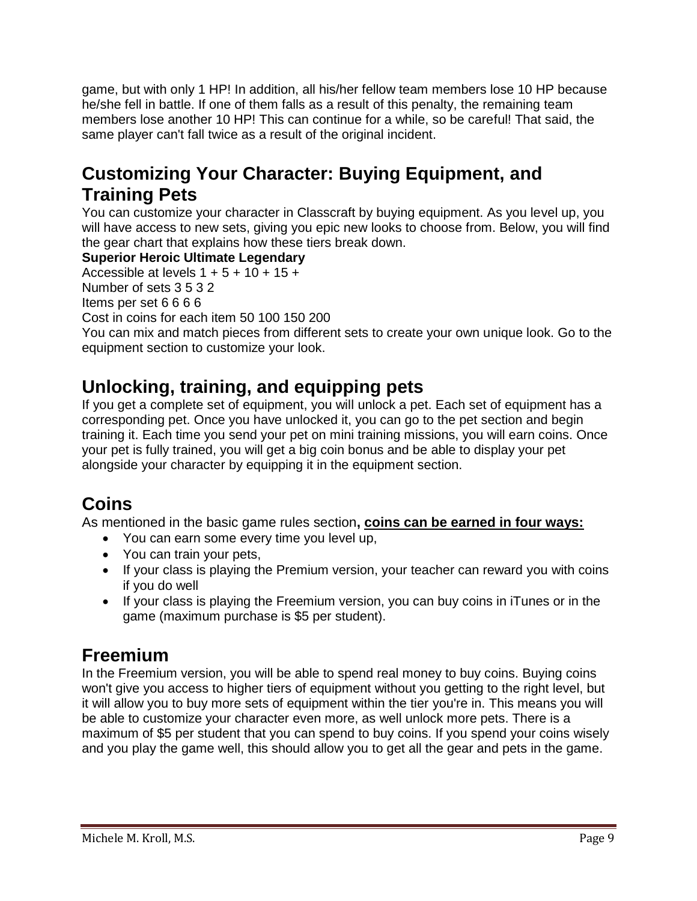game, but with only 1 HP! In addition, all his/her fellow team members lose 10 HP because he/she fell in battle. If one of them falls as a result of this penalty, the remaining team members lose another 10 HP! This can continue for a while, so be careful! That said, the same player can't fall twice as a result of the original incident.

## Customizing Your Character: Buying Equipment, and Training Pets

You can customize your character in Classcraft by buying equipment. As you level up, you will have access to new sets, giving you epic new looks to choose from. Below, you will find the gear chart that explains how these tiers break down.

**Superior Heroic Ultimate Legendary**
Accessible at levels 1 + 5 + 10 + 15 +
Number of sets 3 5 3 2
Items per set 6 6 6 6
Cost in coins for each item 50 100 150 200

You can mix and match pieces from different sets to create your own unique look. Go to the equipment section to customize your look.

## Unlocking, training, and equipping pets

If you get a complete set of equipment, you will unlock a pet. Each set of equipment has a corresponding pet. Once you have unlocked it, you can go to the pet section and begin training it. Each time you send your pet on mini training missions, you will earn coins. Once your pet is fully trained, you will get a big coin bonus and be able to display your pet alongside your character by equipping it in the equipment section.

## Coins

As mentioned in the basic game rules section**, coins can be earned in four ways:**

- You can earn some every time you level up,
- You can train your pets,
- If your class is playing the Premium version, your teacher can reward you with coins if you do well
- If your class is playing the Freemium version, you can buy coins in iTunes or in the game (maximum purchase is $5 per student).

## Freemium

In the Freemium version, you will be able to spend real money to buy coins. Buying coins won't give you access to higher tiers of equipment without you getting to the right level, but it will allow you to buy more sets of equipment within the tier you're in. This means you will be able to customize your character even more, as well unlock more pets. There is a maximum of $5 per student that you can spend to buy coins. If you spend your coins wisely and you play the game well, this should allow you to get all the gear and pets in the game.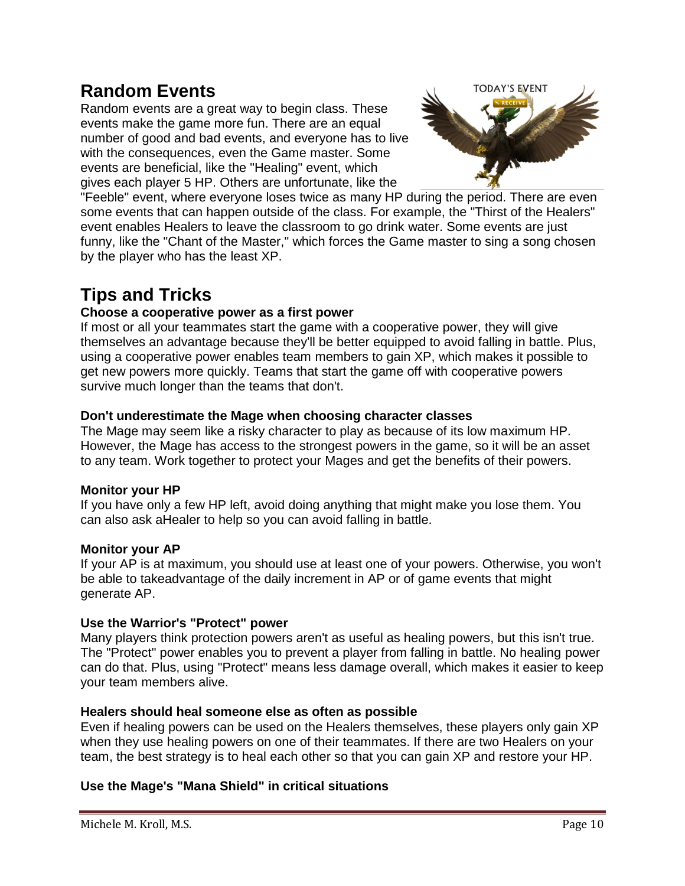## Random Events

Random events are a great way to begin class. These events make the game more fun. There are an equal number of good and bad events, and everyone has to live with the consequences, even the Game master. Some events are beneficial, like the "Healing" event, which gives each player 5 HP. Others are unfortunate, like the "Feeble" event, where everyone loses twice as many HP during the period. There are even some events that can happen outside of the class. For example, the "Thirst of the Healers" event enables Healers to leave the classroom to go drink water. Some events are just funny, like the "Chant of the Master," which forces the Game master to sing a song chosen by the player who has the least XP.

## Tips and Tricks

**Choose a cooperative power as a first power**

If most or all your teammates start the game with a cooperative power, they will give themselves an advantage because they'll be better equipped to avoid falling in battle. Plus, using a cooperative power enables team members to gain XP, which makes it possible to get new powers more quickly. Teams that start the game off with cooperative powers survive much longer than the teams that don't.

**Don't underestimate the Mage when choosing character classes**

The Mage may seem like a risky character to play as because of its low maximum HP. However, the Mage has access to the strongest powers in the game, so it will be an asset to any team. Work together to protect your Mages and get the benefits of their powers.

**Monitor your HP**

If you have only a few HP left, avoid doing anything that might make you lose them. You can also ask aHealer to help so you can avoid falling in battle.

**Monitor your AP**

If your AP is at maximum, you should use at least one of your powers. Otherwise, you won't be able to takeadvantage of the daily increment in AP or of game events that might generate AP.

**Use the Warrior's "Protect" power**

Many players think protection powers aren't as useful as healing powers, but this isn't true. The "Protect" power enables you to prevent a player from falling in battle. No healing power can do that. Plus, using "Protect" means less damage overall, which makes it easier to keep your team members alive.

**Healers should heal someone else as often as possible**

Even if healing powers can be used on the Healers themselves, these players only gain XP when they use healing powers on one of their teammates. If there are two Healers on your team, the best strategy is to heal each other so that you can gain XP and restore your HP.

**Use the Mage's "Mana Shield" in critical situations**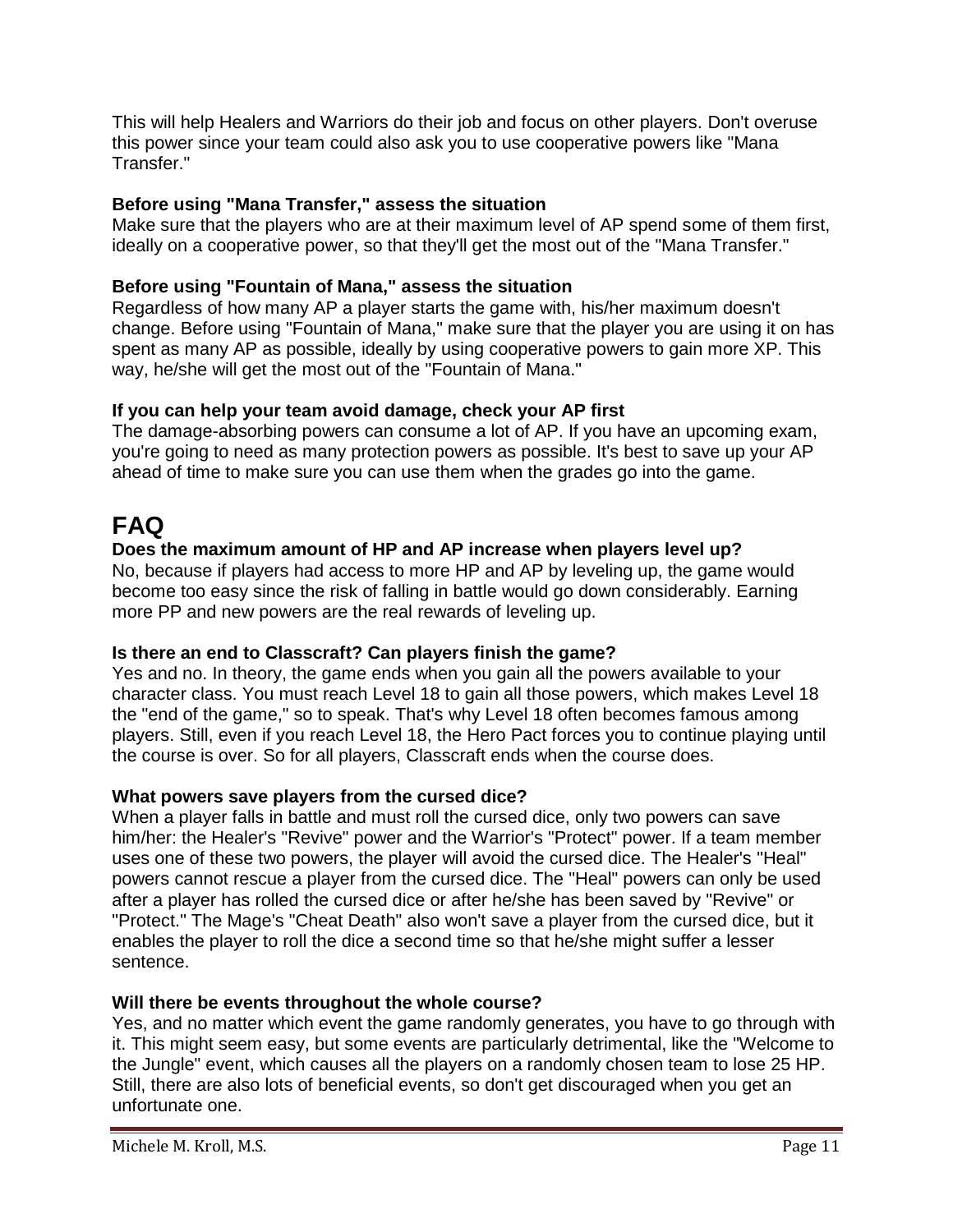This will help Healers and Warriors do their job and focus on other players. Don't overuse this power since your team could also ask you to use cooperative powers like "Mana Transfer."

**Before using "Mana Transfer," assess the situation**

Make sure that the players who are at their maximum level of AP spend some of them first, ideally on a cooperative power, so that they'll get the most out of the "Mana Transfer."

**Before using "Fountain of Mana," assess the situation**

Regardless of how many AP a player starts the game with, his/her maximum doesn't change. Before using "Fountain of Mana," make sure that the player you are using it on has spent as many AP as possible, ideally by using cooperative powers to gain more XP. This way, he/she will get the most out of the "Fountain of Mana."

**If you can help your team avoid damage, check your AP first**

The damage-absorbing powers can consume a lot of AP. If you have an upcoming exam, you're going to need as many protection powers as possible. It's best to save up your AP ahead of time to make sure you can use them when the grades go into the game.

# FAQ

**Does the maximum amount of HP and AP increase when players level up?**

No, because if players had access to more HP and AP by leveling up, the game would become too easy since the risk of falling in battle would go down considerably. Earning more PP and new powers are the real rewards of leveling up.

**Is there an end to Classcraft? Can players finish the game?**

Yes and no. In theory, the game ends when you gain all the powers available to your character class. You must reach Level 18 to gain all those powers, which makes Level 18 the "end of the game," so to speak. That's why Level 18 often becomes famous among players. Still, even if you reach Level 18, the Hero Pact forces you to continue playing until the course is over. So for all players, Classcraft ends when the course does.

**What powers save players from the cursed dice?**

When a player falls in battle and must roll the cursed dice, only two powers can save him/her: the Healer's "Revive" power and the Warrior's "Protect" power. If a team member uses one of these two powers, the player will avoid the cursed dice. The Healer's "Heal" powers cannot rescue a player from the cursed dice. The "Heal" powers can only be used after a player has rolled the cursed dice or after he/she has been saved by "Revive" or "Protect." The Mage's "Cheat Death" also won't save a player from the cursed dice, but it enables the player to roll the dice a second time so that he/she might suffer a lesser sentence.

**Will there be events throughout the whole course?**

Yes, and no matter which event the game randomly generates, you have to go through with it. This might seem easy, but some events are particularly detrimental, like the "Welcome to the Jungle" event, which causes all the players on a randomly chosen team to lose 25 HP. Still, there are also lots of beneficial events, so don't get discouraged when you get an unfortunate one.